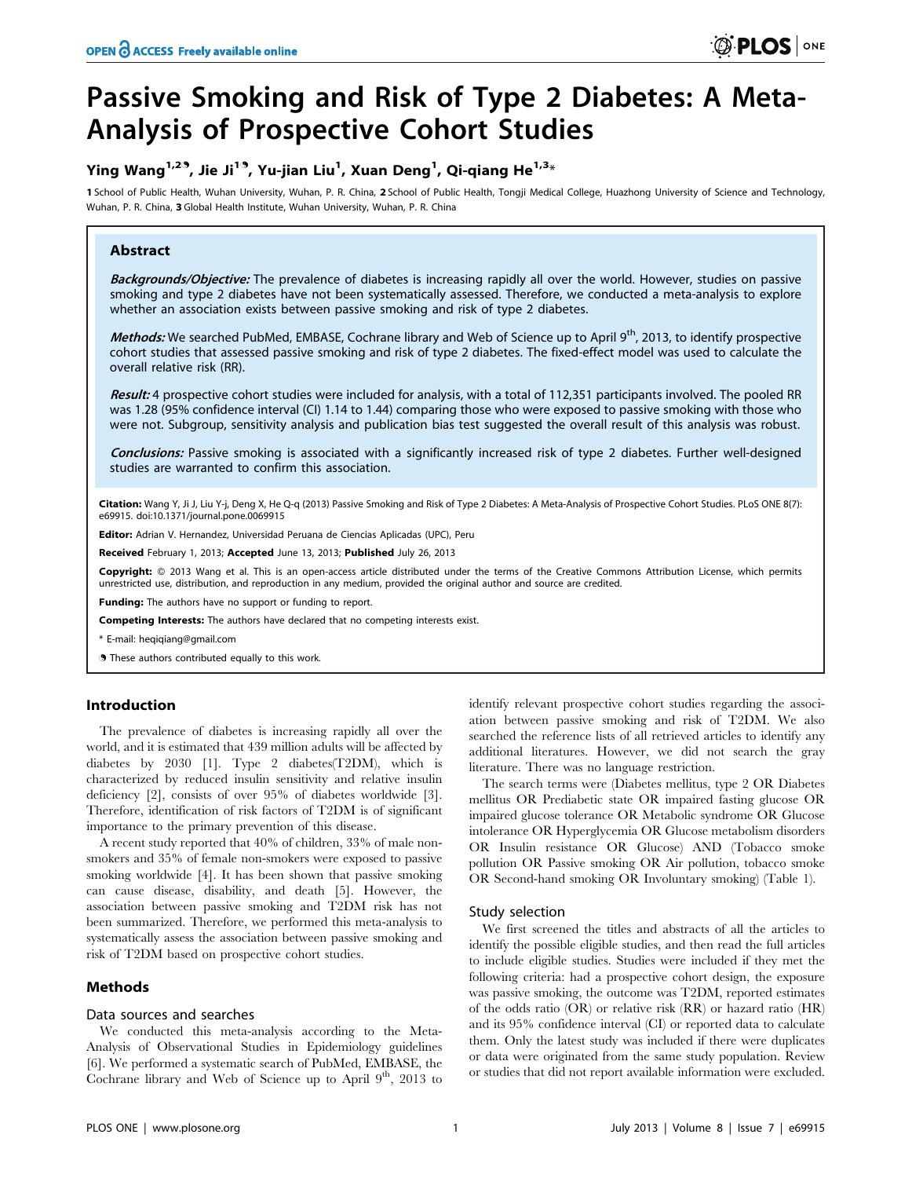# Passive Smoking and Risk of Type 2 Diabetes: A Meta-Analysis of Prospective Cohort Studies

Ying Wang[1,2], Jie Ji[1], Yu-jian Liu[1], Xuan Deng[1], Qi-qiang He[1,3]*

1 School of Public Health, Wuhan University, Wuhan, P. R. China, 2 School of Public Health, Tongji Medical College, Huazhong University of Science and Technology, Wuhan, P. R. China, 3 Global Health Institute, Wuhan University, Wuhan, P. R. China

## Abstract

***Backgrounds/Objective:*** The prevalence of diabetes is increasing rapidly all over the world. However, studies on passive smoking and type 2 diabetes have not been systematically assessed. Therefore, we conducted a meta-analysis to explore whether an association exists between passive smoking and risk of type 2 diabetes.

***Methods:*** We searched PubMed, EMBASE, Cochrane library and Web of Science up to April 9[th], 2013, to identify prospective cohort studies that assessed passive smoking and risk of type 2 diabetes. The fixed-effect model was used to calculate the overall relative risk (RR).

***Result:*** 4 prospective cohort studies were included for analysis, with a total of 112,351 participants involved. The pooled RR was 1.28 (95% confidence interval (CI) 1.14 to 1.44) comparing those who were exposed to passive smoking with those who were not. Subgroup, sensitivity analysis and publication bias test suggested the overall result of this analysis was robust.

***Conclusions:*** Passive smoking is associated with a significantly increased risk of type 2 diabetes. Further well-designed studies are warranted to confirm this association.

**Citation:** Wang Y, Ji J, Liu Y-j, Deng X, He Q-q (2013) Passive Smoking and Risk of Type 2 Diabetes: A Meta-Analysis of Prospective Cohort Studies. PLoS ONE 8(7): e69915. doi:10.1371/journal.pone.0069915

**Editor:** Adrian V. Hernandez, Universidad Peruana de Ciencias Aplicadas (UPC), Peru

**Received** February 1, 2013; **Accepted** June 13, 2013; **Published** July 26, 2013

**Copyright:** © 2013 Wang et al. This is an open-access article distributed under the terms of the Creative Commons Attribution License, which permits unrestricted use, distribution, and reproduction in any medium, provided the original author and source are credited.

**Funding:** The authors have no support or funding to report.

**Competing Interests:** The authors have declared that no competing interests exist.

\* E-mail: heqiqiang@gmail.com

These authors contributed equally to this work.

## Introduction

The prevalence of diabetes is increasing rapidly all over the world, and it is estimated that 439 million adults will be affected by diabetes by 2030 [1]. Type 2 diabetes(T2DM), which is characterized by reduced insulin sensitivity and relative insulin deficiency [2], consists of over 95% of diabetes worldwide [3]. Therefore, identification of risk factors of T2DM is of significant importance to the primary prevention of this disease.

A recent study reported that 40% of children, 33% of male non-smokers and 35% of female non-smokers were exposed to passive smoking worldwide [4]. It has been shown that passive smoking can cause disease, disability, and death [5]. However, the association between passive smoking and T2DM risk has not been summarized. Therefore, we performed this meta-analysis to systematically assess the association between passive smoking and risk of T2DM based on prospective cohort studies.

## Methods

### Data sources and searches

We conducted this meta-analysis according to the Meta-Analysis of Observational Studies in Epidemiology guidelines [6]. We performed a systematic search of PubMed, EMBASE, the Cochrane library and Web of Science up to April 9[th], 2013 to identify relevant prospective cohort studies regarding the association between passive smoking and risk of T2DM. We also searched the reference lists of all retrieved articles to identify any additional literatures. However, we did not search the gray literature. There was no language restriction.

The search terms were (Diabetes mellitus, type 2 OR Diabetes mellitus OR Prediabetic state OR impaired fasting glucose OR impaired glucose tolerance OR Metabolic syndrome OR Glucose intolerance OR Hyperglycemia OR Glucose metabolism disorders OR Insulin resistance OR Glucose) AND (Tobacco smoke pollution OR Passive smoking OR Air pollution, tobacco smoke OR Second-hand smoking OR Involuntary smoking) (Table 1).

### Study selection

We first screened the titles and abstracts of all the articles to identify the possible eligible studies, and then read the full articles to include eligible studies. Studies were included if they met the following criteria: had a prospective cohort design, the exposure was passive smoking, the outcome was T2DM, reported estimates of the odds ratio (OR) or relative risk (RR) or hazard ratio (HR) and its 95% confidence interval (CI) or reported data to calculate them. Only the latest study was included if there were duplicates or data were originated from the same study population. Review or studies that did not report available information were excluded.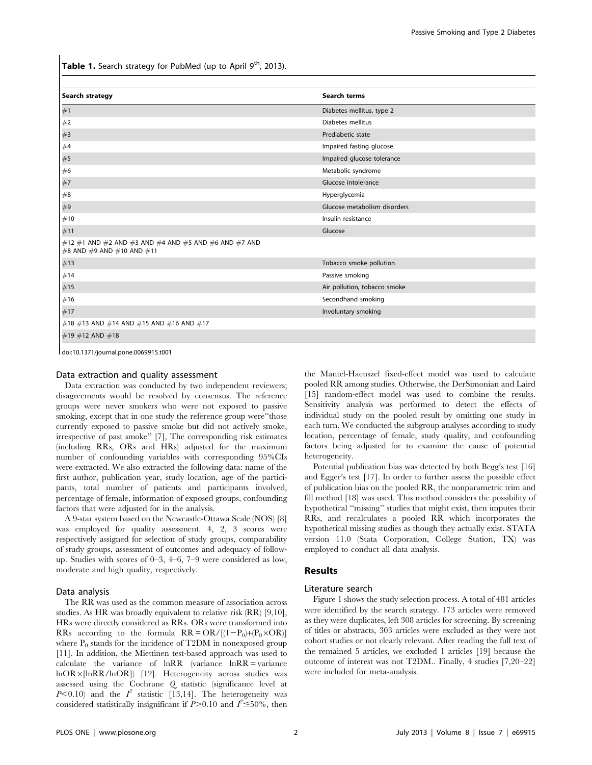**Table 1.** Search strategy for PubMed (up to April 9th, 2013).

| Search strategy | Search terms |
|---|---|
| #1 | Diabetes mellitus, type 2 |
| #2 | Diabetes mellitus |
| #3 | Prediabetic state |
| #4 | Impaired fasting glucose |
| #5 | Impaired glucose tolerance |
| #6 | Metabolic syndrome |
| #7 | Glucose intolerance |
| #8 | Hyperglycemia |
| #9 | Glucose metabolism disorders |
| #10 | Insulin resistance |
| #11 | Glucose |
| #12 #1 AND #2 AND #3 AND #4 AND #5 AND #6 AND #7 AND #8 AND #9 AND #10 AND #11 | |
| #13 | Tobacco smoke pollution |
| #14 | Passive smoking |
| #15 | Air pollution, tobacco smoke |
| #16 | Secondhand smoking |
| #17 | Involuntary smoking |
| #18 #13 AND #14 AND #15 AND #16 AND #17 | |
| #19 #12 AND #18 | |

doi:10.1371/journal.pone.0069915.t001

### Data extraction and quality assessment

Data extraction was conducted by two independent reviewers; disagreements would be resolved by consensus. The reference groups were never smokers who were not exposed to passive smoking, except that in one study the reference group were''those currently exposed to passive smoke but did not actively smoke, irrespective of past smoke'' [7], The corresponding risk estimates (including RRs, ORs and HRs) adjusted for the maximum number of confounding variables with corresponding 95%CIs were extracted. We also extracted the following data: name of the first author, publication year, study location, age of the participants, total number of patients and participants involved, percentage of female, information of exposed groups, confounding factors that were adjusted for in the analysis.

A 9-star system based on the Newcastle-Ottawa Scale (NOS) [8] was employed for quality assessment. 4, 2, 3 scores were respectively assigned for selection of study groups, comparability of study groups, assessment of outcomes and adequacy of follow-up. Studies with scores of 0–3, 4–6, 7–9 were considered as low, moderate and high quality, respectively.

### Data analysis

The RR was used as the common measure of association across studies. As HR was broadly equivalent to relative risk (RR) [9,10], HRs were directly considered as RRs. ORs were transformed into RRs according to the formula $RR = OR/[(1-P_0)+(P_0 \times OR)]$ where $P_0$ stands for the incidence of T2DM in nonexposed group [11]. In addition, the Miettinen test-based approach was used to calculate the variance of lnRR (variance $\ln RR = \text{variance } \ln OR \times [\ln RR/\ln OR]$) [12]. Heterogeneity across studies was assessed using the Cochrane *Q* statistic (significance level at $P<0.10$) and the $I^2$ statistic [13,14]. The heterogeneity was considered statistically insignificant if $P>0.10$ and $I^2 \leq 50\%$, then the Mantel-Haenszel fixed-effect model was used to calculate pooled RR among studies. Otherwise, the DerSimonian and Laird [15] random-effect model was used to combine the results. Sensitivity analysis was performed to detect the effects of individual study on the pooled result by omitting one study in each turn. We conducted the subgroup analyses according to study location, percentage of female, study quality, and confounding factors being adjusted for to examine the cause of potential heterogeneity.

Potential publication bias was detected by both Begg's test [16] and Egger's test [17]. In order to further assess the possible effect of publication bias on the pooled RR, the nonparametric trim and fill method [18] was used. This method considers the possibility of hypothetical ''missing'' studies that might exist, then imputes their RRs, and recalculates a pooled RR which incorporates the hypothetical missing studies as though they actually exist. STATA version 11.0 (Stata Corporation, College Station, TX) was employed to conduct all data analysis.

## Results

### Literature search

Figure 1 shows the study selection process. A total of 481 articles were identified by the search strategy. 173 articles were removed as they were duplicates, left 308 articles for screening. By screening of titles or abstracts, 303 articles were excluded as they were not cohort studies or not clearly relevant. After reading the full text of the remained 5 articles, we excluded 1 articles [19] because the outcome of interest was not T2DM.. Finally, 4 studies [7,20–22] were included for meta-analysis.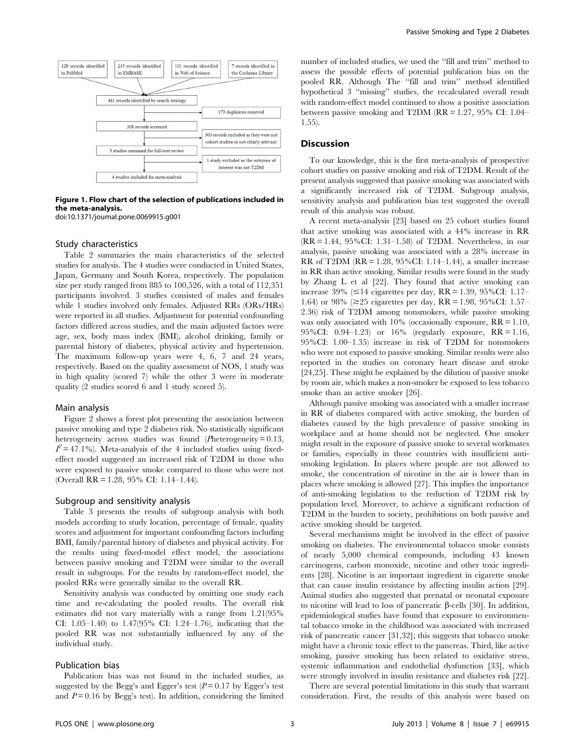128 records identified in PubMed | 235 records identified in EMBASE | 111 records identified in Web of Science | 7 records identified in the Cochrane Library

→ 481 records identified by search strategy → 173 duplicates removed

→ 308 records screened → 303 records excluded as they were not cohort studies or not clearly relevant

→ 5 studies remained for full-text review → 1 study excluded as the outcome of interest was not T2DM

→ 4 studies included for meta-analysis

**Figure 1. Flow chart of the selection of publications included in the meta-analysis.**
doi:10.1371/journal.pone.0069915.g001

### Study characteristics

Table 2 summaries the main characteristics of the selected studies for analysis. The 4 studies were conducted in United States, Japan, Germany and South Korea, respectively. The population size per study ranged from 885 to 100,526, with a total of 112,351 participants involved. 3 studies consisted of males and females while 1 studies involved only females. Adjusted RRs (ORs/HRs) were reported in all studies. Adjustment for potential confounding factors differed across studies, and the main adjusted factors were age, sex, body mass index (BMI), alcohol drinking, family or parental history of diabetes, physical activity and hypertension. The maximum follow-up years were 4, 6, 7 and 24 years, respectively. Based on the quality assessment of NOS, 1 study was in high quality (scored 7) while the other 3 were in moderate quality (2 studies scored 6 and 1 study scored 5).

### Main analysis

Figure 2 shows a forest plot presenting the association between passive smoking and type 2 diabetes risk. No statistically significant heterogeneity across studies was found ($P$heterogeneity = 0.13, $I^2$ = 47.1%). Meta-analysis of the 4 included studies using fixed-effect model suggested an increased risk of T2DM in those who were exposed to passive smoke compared to those who were not (Overall RR = 1.28, 95% CI: 1.14–1.44).

### Subgroup and sensitivity analysis

Table 3 presents the results of subgroup analysis with both models according to study location, percentage of female, quality scores and adjustment for important confounding factors including BMI, family/parental history of diabetes and physical activity. For the results using fixed-model effect model, the associations between passive smoking and T2DM were similar to the overall result in subgroups. For the results by random-effect model, the pooled RRs were generally similar to the overall RR.

Sensitivity analysis was conducted by omitting one study each time and re-calculating the pooled results. The overall risk estimates did not vary materially with a range from 1.21(95% CI: 1.05–1.40) to 1.47(95% CI: 1.24–1.76), indicating that the pooled RR was not substantially influenced by any of the individual study.

### Publication bias

Publication bias was not found in the included studies, as suggested by the Begg's and Egger's test ($P$ = 0.17 by Egger's test and $P$ = 0.16 by Begg's test). In addition, considering the limited number of included studies, we used the "fill and trim" method to assess the possible effects of potential publication bias on the pooled RR. Although The "fill and trim" method identified hypothetical 3 "missing" studies, the recalculated overall result with random-effect model continued to show a positive association between passive smoking and T2DM (RR = 1.27, 95% CI: 1.04–1.55).

## Discussion

To our knowledge, this is the first meta-analysis of prospective cohort studies on passive smoking and risk of T2DM. Result of the present analysis suggested that passive smoking was associated with a significantly increased risk of T2DM. Subgroup analysis, sensitivity analysis and publication bias test suggested the overall result of this analysis was robust.

A recent meta-analysis [23] based on 25 cohort studies found that active smoking was associated with a 44% increase in RR (RR = 1.44, 95%CI: 1.31–1.58) of T2DM. Nevertheless, in our analysis, passive smoking was associated with a 28% increase in RR of T2DM (RR = 1.28, 95%CI: 1.14–1.44), a smaller increase in RR than active smoking. Similar results were found in the study by Zhang L et al [22]. They found that active smoking can increase 39% (≤14 cigarettes per day, RR = 1.39, 95%CI: 1.17–1.64) or 98% (≥25 cigarettes per day, RR = 1.98, 95%CI: 1.57–2.36) risk of T2DM among nonsmokers, while passive smoking was only associated with 10% (occasionally exposure, RR = 1.10, 95%CI: 0.94–1.23) or 16% (regularly exposure, RR = 1.16, 95%CI: 1.00–1.35) increase in risk of T2DM for nonsmokers who were not exposed to passive smoking. Similar results were also reported in the studies on coronary heart disease and stroke [24,25]. These might be explained by the dilution of passive smoke by room air, which makes a non-smoker be exposed to less tobacco smoke than an active smoker [26].

Although passive smoking was associated with a smaller increase in RR of diabetes compared with active smoking, the burden of diabetes caused by the high prevalence of passive smoking in workplace and at home should not be neglected. One smoker might result in the exposure of passive smoke to several workmates or families, especially in those countries with insufficient anti-smoking legislation. In places where people are not allowed to smoke, the concentration of nicotine in the air is lower than in places where smoking is allowed [27]. This implies the importance of anti-smoking legislation to the reduction of T2DM risk by population level. Moreover, to achieve a significant reduction of T2DM in the burden to society, prohibitions on both passive and active smoking should be targeted.

Several mechanisms might be involved in the effect of passive smoking on diabetes. The environmental tobacco smoke consists of nearly 5,000 chemical compounds, including 43 known carcinogens, carbon monoxide, nicotine and other toxic ingredients [28]. Nicotine is an important ingredient in cigarette smoke that can cause insulin resistance by affecting insulin action [29]. Animal studies also suggested that prenatal or neonatal exposure to nicotine will lead to loss of pancreatic β-cells [30]. In addition, epidemiological studies have found that exposure to environmental tobacco smoke in the childhood was associated with increased risk of pancreatic cancer [31,32]; this suggests that tobacco smoke might have a chronic toxic effect to the pancreas. Third, like active smoking, passive smoking has been related to oxidative stress, systemic inflammation and endothelial dysfunction [33], which were strongly involved in insulin resistance and diabetes risk [22].

There are several potential limitations in this study that warrant consideration. First, the results of this analysis were based on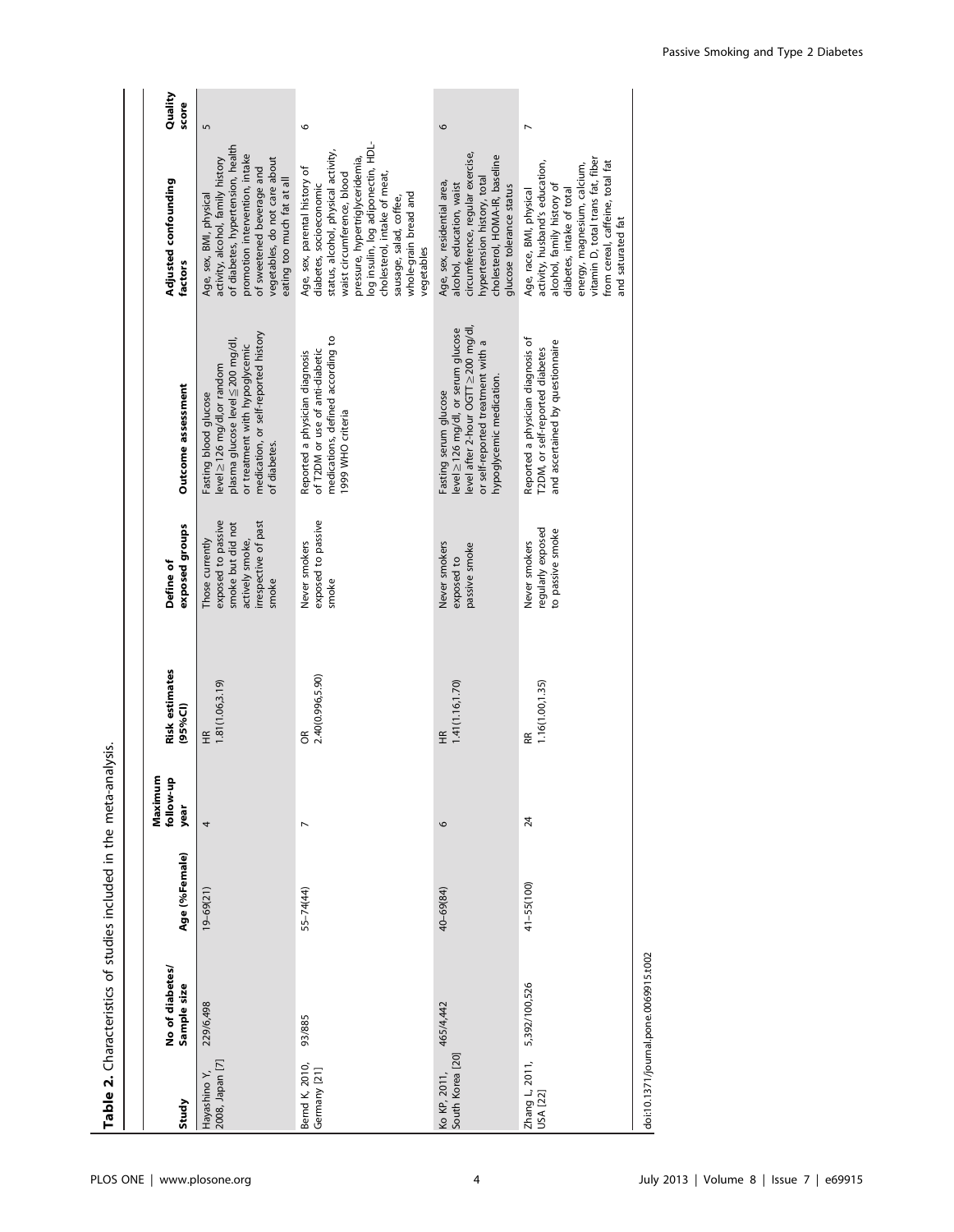**Table 2.** Characteristics of studies included in the meta-analysis.

| Study | No of diabetes/ Sample size | Age (%Female) | Maximum follow-up year | Risk estimates (95%CI) | Define of exposed groups | Outcome assessment | Adjusted confounding factors | Quality score |
|---|---|---|---|---|---|---|---|---|
| Hayashino Y, 2008, Japan [7] | 229/6,498 | 19–69(21) | 4 | HR 1.81(1.06,3.19) | Those currently exposed to passive smoke but did not actively smoke, irrespective of past smoke | Fasting blood glucose level ≥ 126 mg/dl,or random plasma glucose level ≦ 200 mg/dl, or treatment with hypoglycemic medication, or self-reported history of diabetes. | Age, sex, BMI, physical activity, alcohol, family history of diabetes, hypertension, health promotion intervention, intake of sweetened beverage and vegetables, do not care about eating too much fat at all | 5 |
| Bernd K, 2010, Germany [21] | 93/885 | 55–74(44) | 7 | OR 2.40(0.996,5.90) | Never smokers exposed to passive smoke | Reported a physician diagnosis of T2DM or use of anti-diabetic medications, defined according to 1999 WHO criteria | Age, sex, parental history of diabetes, socioeconomic status, alcohol, physical activity, waist circumference, blood pressure, hypertriglyceridemia, log insulin, log adiponectin, HDL-cholesterol, intake of meat, sausage, salad, coffee, whole-grain bread and vegetables | 6 |
| Ko KP, 2011, South Korea [20] | 465/4,442 | 40–69(84) | 6 | HR 1.41(1.16,1.70) | Never smokers exposed to passive smoke | Fasting serum glucose level ≥ 126 mg/dl, or serum glucose level after 2-hour OGTT ≥ 200 mg/dl, or self-reported treatment with a hypoglycemic medication. | Age, sex, residential area, alcohol, education, waist circumference, regular exercise, hypertension history, total cholesterol, HOMA-IR, baseline glucose tolerance status | 6 |
| Zhang L, 2011, USA [22] | 5,392/100,526 | 41–55(100) | 24 | RR 1.16(1.00,1.35) | Never smokers regularly exposed to passive smoke | Reported a physician diagnosis of T2DM, or self-reported diabetes and ascertained by questionnaire | Age, race, BMI, physical activity, husband's education, alcohol, family history of diabetes, intake of total energy, magnesium, calcium, vitamin D, total trans fat, fiber from cereal, caffeine, total fat and saturated fat | 7 |

doi:10.1371/journal.pone.0069915.t002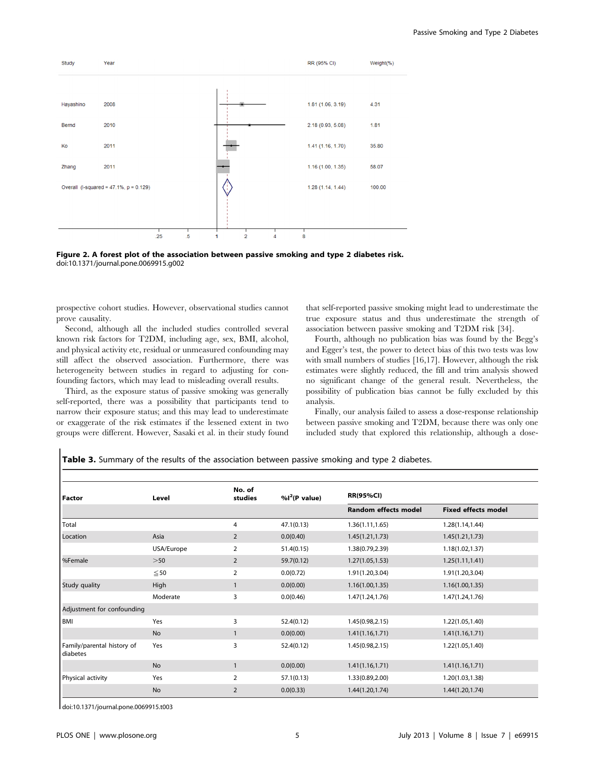| Study | Year | RR (95% CI) | Weight(%) |
|---|---|---|---|
| Hayashino | 2008 | 1.81 (1.06, 3.19) | 4.31 |
| Bernd | 2010 | 2.18 (0.93, 5.08) | 1.81 |
| Ko | 2011 | 1.41 (1.16, 1.70) | 35.80 |
| Zhang | 2011 | 1.16 (1.00, 1.35) | 58.07 |
| Overall (I-squared = 47.1%, p = 0.129) | | 1.28 (1.14, 1.44) | 100.00 |

**Figure 2. A forest plot of the association between passive smoking and type 2 diabetes risk.**
doi:10.1371/journal.pone.0069915.g002

prospective cohort studies. However, observational studies cannot prove causality.

Second, although all the included studies controlled several known risk factors for T2DM, including age, sex, BMI, alcohol, and physical activity etc, residual or unmeasured confounding may still affect the observed association. Furthermore, there was heterogeneity between studies in regard to adjusting for confounding factors, which may lead to misleading overall results.

Third, as the exposure status of passive smoking was generally self-reported, there was a possibility that participants tend to narrow their exposure status; and this may lead to underestimate or exaggerate of the risk estimates if the lessened extent in two groups were different. However, Sasaki et al. in their study found that self-reported passive smoking might lead to underestimate the true exposure status and thus underestimate the strength of association between passive smoking and T2DM risk [34].

Fourth, although no publication bias was found by the Begg's and Egger's test, the power to detect bias of this two tests was low with small numbers of studies [16,17]. However, although the risk estimates were slightly reduced, the fill and trim analysis showed no significant change of the general result. Nevertheless, the possibility of publication bias cannot be fully excluded by this analysis.

Finally, our analysis failed to assess a dose-response relationship between passive smoking and T2DM, because there was only one included study that explored this relationship, although a dose-

**Table 3.** Summary of the results of the association between passive smoking and type 2 diabetes.

| Factor | Level | No. of studies | %$I^2$(P value) | RR(95%CI) | |
|---|---|---|---|---|---|
| | | | | Random effects model | Fixed effects model |
| Total | | 4 | 47.1(0.13) | 1.36(1.11,1.65) | 1.28(1.14,1.44) |
| Location | Asia | 2 | 0.0(0.40) | 1.45(1.21,1.73) | 1.45(1.21,1.73) |
| | USA/Europe | 2 | 51.4(0.15) | 1.38(0.79,2.39) | 1.18(1.02,1.37) |
| %Female | >50 | 2 | 59.7(0.12) | 1.27(1.05,1.53) | 1.25(1.11,1.41) |
| | ≦50 | 2 | 0.0(0.72) | 1.91(1.20,3.04) | 1.91(1.20,3.04) |
| Study quality | High | 1 | 0.0(0.00) | 1.16(1.00,1.35) | 1.16(1.00,1.35) |
| | Moderate | 3 | 0.0(0.46) | 1.47(1.24,1.76) | 1.47(1.24,1.76) |
| Adjustment for confounding | | | | | |
| BMI | Yes | 3 | 52.4(0.12) | 1.45(0.98,2.15) | 1.22(1.05,1.40) |
| | No | 1 | 0.0(0.00) | 1.41(1.16,1.71) | 1.41(1.16,1.71) |
| Family/parental history of diabetes | Yes | 3 | 52.4(0.12) | 1.45(0.98,2.15) | 1.22(1.05,1.40) |
| | No | 1 | 0.0(0.00) | 1.41(1.16,1.71) | 1.41(1.16,1.71) |
| Physical activity | Yes | 2 | 57.1(0.13) | 1.33(0.89,2.00) | 1.20(1.03,1.38) |
| | No | 2 | 0.0(0.33) | 1.44(1.20,1.74) | 1.44(1.20,1.74) |

doi:10.1371/journal.pone.0069915.t003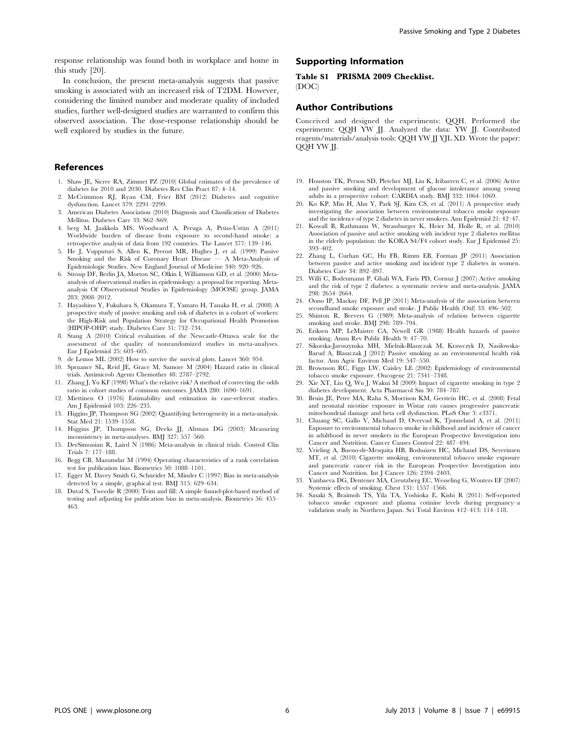response relationship was found both in workplace and home in this study [20].

In conclusion, the present meta-analysis suggests that passive smoking is associated with an increased risk of T2DM. However, considering the limited number and moderate quality of included studies, further well-designed studies are warranted to confirm this observed association. The dose-response relationship should be well explored by studies in the future.

## Supporting Information

**Table S1 PRISMA 2009 Checklist.**
(DOC)

## Author Contributions

Conceived and designed the experiments: QQH. Performed the experiments: QQH YW JJ. Analyzed the data: YW JJ. Contributed reagents/materials/analysis tools: QQH YW JJ YJL XD. Wrote the paper: QQH YW JJ.

## References

1. Shaw JE, Sicree RA, Zimmet PZ (2010) Global estimates of the prevalence of diabetes for 2010 and 2030. Diabetes Res Clin Pract 87: 4–14.
2. McCrimmon RJ, Ryan CM, Frier BM (2012) Diabetes and cognitive dysfunction. Lancet 379: 2291–2299.
3. American Diabetes Association (2010) Diagnosis and Classification of Diabetes Mellitus. Diabetes Care 33: S62–S69.
4. berg M, Jaakkola MS, Woodward A, Peruga A, Prüss-Ustün A (2011) Worldwide burden of disease from exposure to second-hand smoke: a retrospective analysis of data from 192 countries. The Lancet 377: 139–146.
5. He J, Vupputuri S, Allen K, Prerost MR, Hughes J, et al. (1999) Passive Smoking and the Risk of Coronary Heart Disease — A Meta-Analysis of Epidemiologic Studies. New England Journal of Medicine 340: 920–926.
6. Stroup DF, Berlin JA, Morton SC, Olkin I, Williamson GD, et al. (2000) Meta-analysis of observational studies in epidemiology: a proposal for reporting. Meta-analysis Of Observational Studies in Epidemiology (MOOSE) group. JAMA 283: 2008–2012.
7. Hayashino Y, Fukuhara S, Okamura T, Yamato H, Tanaka H, et al. (2008) A prospective study of passive smoking and risk of diabetes in a cohort of workers: the High-Risk and Population Strategy for Occupational Health Promotion (HIPOP-OHP) study. Diabetes Care 31: 732–734.
8. Stang A (2010) Critical evaluation of the Newcastle-Ottawa scale for the assessment of the quality of nonrandomized studies in meta-analyses. Eur J Epidemiol 25: 603–605.
9. de Lemos ML (2002) How to survive the survival plots. Lancet 360: 954.
10. Spruance SL, Reid JE, Grace M, Samore M (2004) Hazard ratio in clinical trials. Antimicrob Agents Chemother 48: 2787–2792.
11. Zhang J, Yu KF (1998) What's the relative risk? A method of correcting the odds ratio in cohort studies of common outcomes. JAMA 280: 1690–1691.
12. Miettinen O (1976) Estimability and estimation in case-referent studies. Am J Epidemiol 103: 226–235.
13. Higgins JP, Thompson SG (2002) Quantifying heterogeneity in a meta-analysis. Stat Med 21: 1539–1558.
14. Higgins JP, Thompson SG, Deeks JJ, Altman DG (2003) Measuring inconsistency in meta-analyses. BMJ 327: 557–560.
15. DerSimonian R, Laird N (1986) Meta-analysis in clinical trials. Control Clin Trials 7: 177–188.
16. Begg CB, Mazumdar M (1994) Operating characteristics of a rank correlation test for publication bias. Biometrics 50: 1088–1101.
17. Egger M, Davey Smith G, Schneider M, Minder C (1997) Bias in meta-analysis detected by a simple, graphical test. BMJ 315: 629–634.
18. Duval S, Tweedie R (2000) Trim and fill: A simple funnel-plot-based method of testing and adjusting for publication bias in meta-analysis. Biometrics 56: 455–463.
19. Houston TK, Person SD, Pletcher MJ, Liu K, Iribarren C, et al. (2006) Active and passive smoking and development of glucose intolerance among young adults in a prospective cohort: CARDIA study. BMJ 332: 1064–1069.
20. Ko KP, Min H, Ahn Y, Park SJ, Kim CS, et al. (2011) A prospective study investigating the association between environmental tobacco smoke exposure and the incidence of type 2 diabetes in never smokers. Ann Epidemiol 21: 42–47.
21. Kowall B, Rathmann W, Strassburger K, Heier M, Holle R, et al. (2010) Association of passive and active smoking with incident type 2 diabetes mellitus in the elderly population: the KORA S4/F4 cohort study. Eur J Epidemiol 25: 393–402.
22. Zhang L, Curhan GC, Hu FB, Rimm EB, Forman JP (2011) Association between passive and active smoking and incident type 2 diabetes in women. Diabetes Care 34: 892–897.
23. Willi C, Bodenmann P, Ghali WA, Faris PD, Cornuz J (2007) Active smoking and the risk of type 2 diabetes: a systematic review and meta-analysis. JAMA 298: 2654–2664.
24. Oono IP, Mackay DF, Pell JP (2011) Meta-analysis of the association between secondhand smoke exposure and stroke. J Public Health (Oxf) 33: 496–502.
25. Shinton R, Beevers G (1989) Meta-analysis of relation between cigarette smoking and stroke. BMJ 298: 789–794.
26. Eriksen MP, LeMaistre CA, Newell GR (1988) Health hazards of passive smoking. Annu Rev Public Health 9: 47–70.
27. Sikorska-Jaroszynska MH, Mielnik-Blaszczak M, Krawczyk D, Nasilowska-Barud A, Blaszczak J (2012) Passive smoking as an environmental health risk factor. Ann Agric Environ Med 19: 547–550.
28. Brownson RC, Figgs LW, Caisley LE (2002) Epidemiology of environmental tobacco smoke exposure. Oncogene 21: 7341–7348.
29. Xie XT, Liu Q, Wu J, Wakui M (2009) Impact of cigarette smoking in type 2 diabetes development. Acta Pharmacol Sin 30: 784–787.
30. Bruin JE, Petre MA, Raha S, Morrison KM, Gerstein HC, et al. (2008) Fetal and neonatal nicotine exposure in Wistar rats causes progressive pancreatic mitochondrial damage and beta cell dysfunction. PLoS One 3: e3371.
31. Chuang SC, Gallo V, Michaud D, Overvad K, Tjonneland A, et al. (2011) Exposure to environmental tobacco smoke in childhood and incidence of cancer in adulthood in never smokers in the European Prospective Investigation into Cancer and Nutrition. Cancer Causes Control 22: 487–494.
32. Vrieling A, Bueno-de-Mesquita HB, Boshuizen HC, Michaud DS, Severinsen MT, et al. (2010) Cigarette smoking, environmental tobacco smoke exposure and pancreatic cancer risk in the European Prospective Investigation into Cancer and Nutrition. Int J Cancer 126: 2394–2403.
33. Yanbaeva DG, Dentener MA, Creutzberg EC, Wesseling G, Wouters EF (2007) Systemic effects of smoking. Chest 131: 1557–1566.
34. Sasaki S, Braimoh TS, Yila TA, Yoshioka E, Kishi R (2011) Self-reported tobacco smoke exposure and plasma cotinine levels during pregnancy–a validation study in Northern Japan. Sci Total Environ 412–413: 114–118.